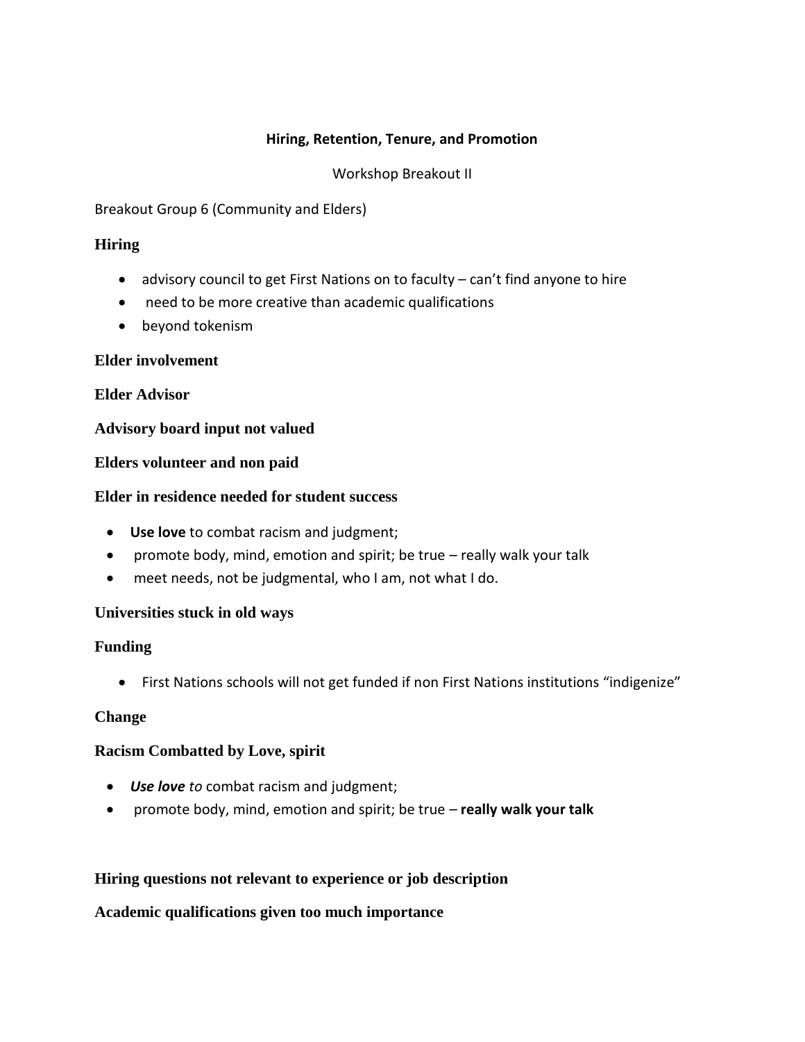**Hiring, Retention, Tenure, and Promotion**

Workshop Breakout II

Breakout Group 6 (Community and Elders)

**Hiring**

- advisory council to get First Nations on to faculty – can't find anyone to hire
- need to be more creative than academic qualifications
- beyond tokenism

**Elder involvement**

**Elder Advisor**

**Advisory board input not valued**

**Elders volunteer and non paid**

**Elder in residence needed for student success**

- **Use love** to combat racism and judgment;
- promote body, mind, emotion and spirit; be true – really walk your talk
- meet needs, not be judgmental, who I am, not what I do.

**Universities stuck in old ways**

**Funding**

- First Nations schools will not get funded if non First Nations institutions "indigenize"

**Change**

**Racism Combatted by Love, spirit**

- ***Use love*** *to* combat racism and judgment;
- promote body, mind, emotion and spirit; be true – **really walk your talk**

**Hiring questions not relevant to experience or job description**

**Academic qualifications given too much importance**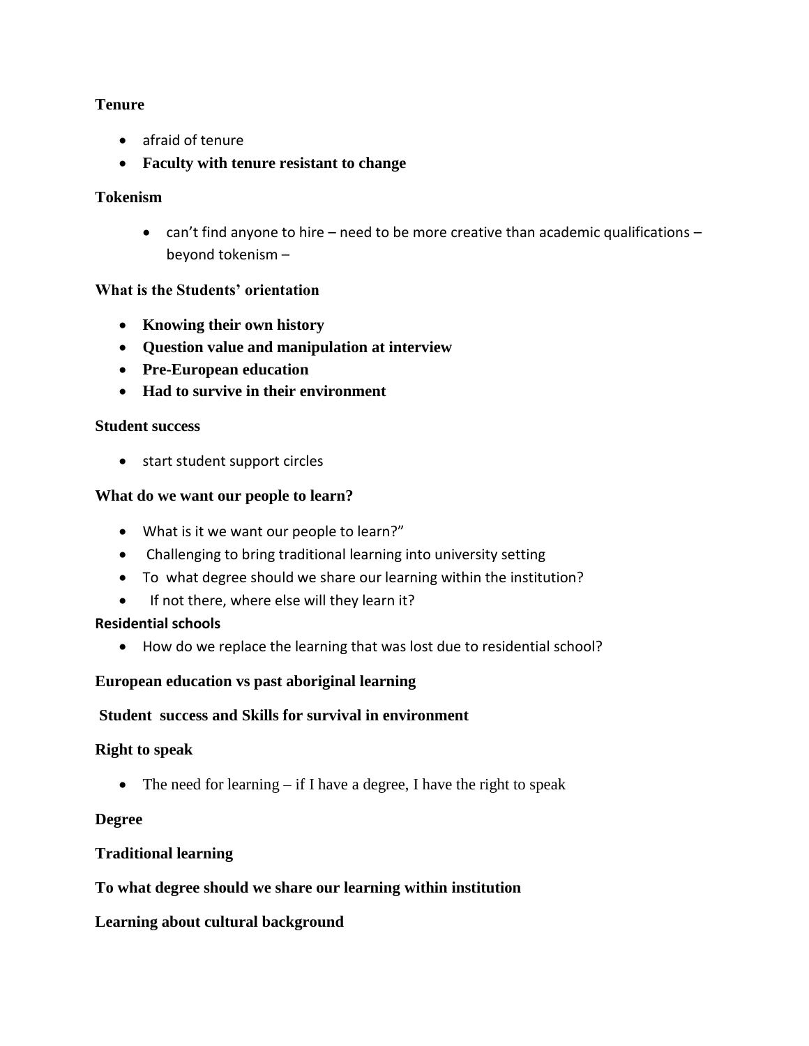**Tenure**

- afraid of tenure
- **Faculty with tenure resistant to change**

**Tokenism**

- can't find anyone to hire – need to be more creative than academic qualifications – beyond tokenism –

**What is the Students' orientation**

- **Knowing their own history**
- **Question value and manipulation at interview**
- **Pre-European education**
- **Had to survive in their environment**

**Student success**

- start student support circles

**What do we want our people to learn?**

- What is it we want our people to learn?"
- Challenging to bring traditional learning into university setting
- To what degree should we share our learning within the institution?
- If not there, where else will they learn it?

**Residential schools**

- How do we replace the learning that was lost due to residential school?

**European education vs past aboriginal learning**

**Student success and Skills for survival in environment**

**Right to speak**

- The need for learning – if I have a degree, I have the right to speak

**Degree**

**Traditional learning**

**To what degree should we share our learning within institution**

**Learning about cultural background**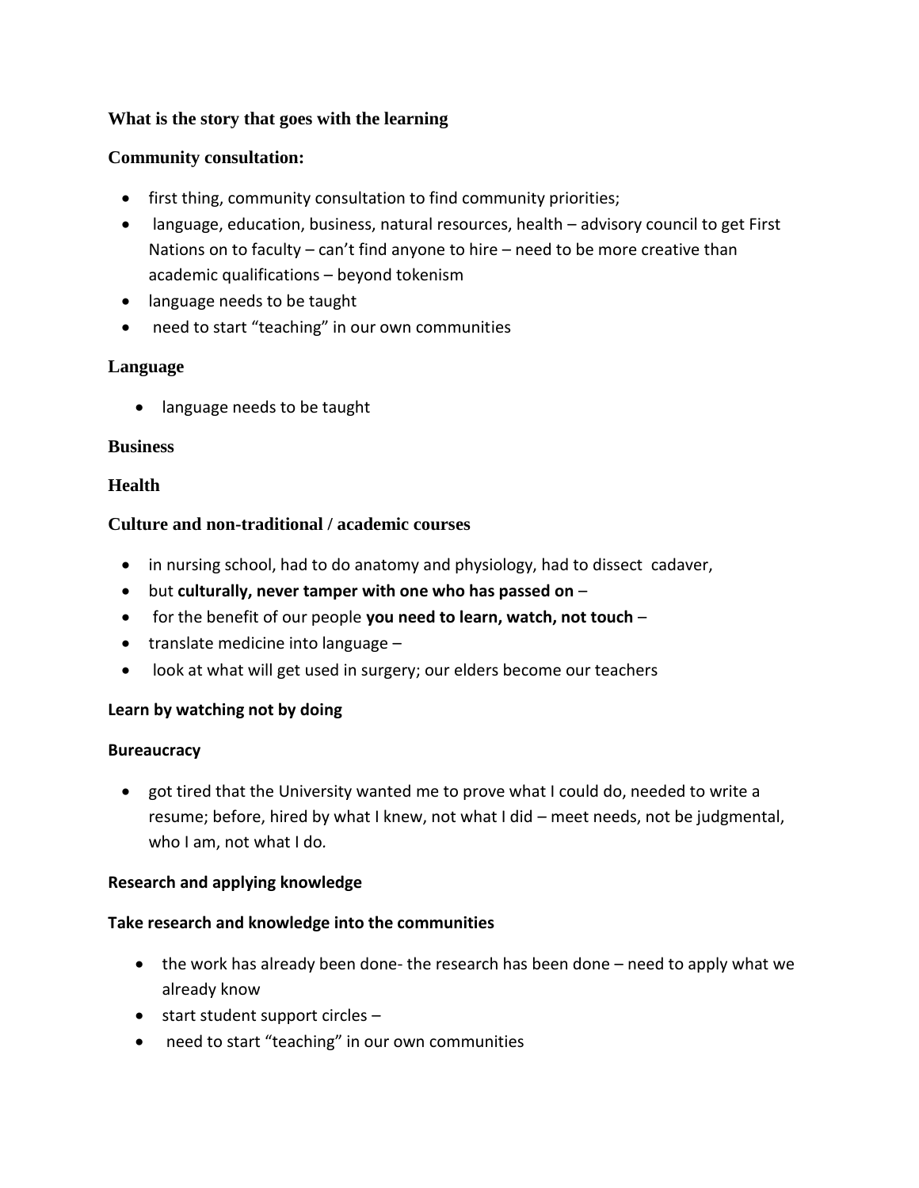### What is the story that goes with the learning

### Community consultation:

- first thing, community consultation to find community priorities;
- language, education, business, natural resources, health – advisory council to get First Nations on to faculty – can't find anyone to hire – need to be more creative than academic qualifications – beyond tokenism
- language needs to be taught
- need to start "teaching" in our own communities

### Language

- language needs to be taught

### Business

### Health

### Culture and non-traditional / academic courses

- in nursing school, had to do anatomy and physiology, had to dissect cadaver,
- but **culturally, never tamper with one who has passed on** –
- for the benefit of our people **you need to learn, watch, not touch** –
- translate medicine into language –
- look at what will get used in surgery; our elders become our teachers

**Learn by watching not by doing**

**Bureaucracy**

- got tired that the University wanted me to prove what I could do, needed to write a resume; before, hired by what I knew, not what I did – meet needs, not be judgmental, who I am, not what I do.

**Research and applying knowledge**

**Take research and knowledge into the communities**

- the work has already been done- the research has been done – need to apply what we already know
- start student support circles –
- need to start "teaching" in our own communities